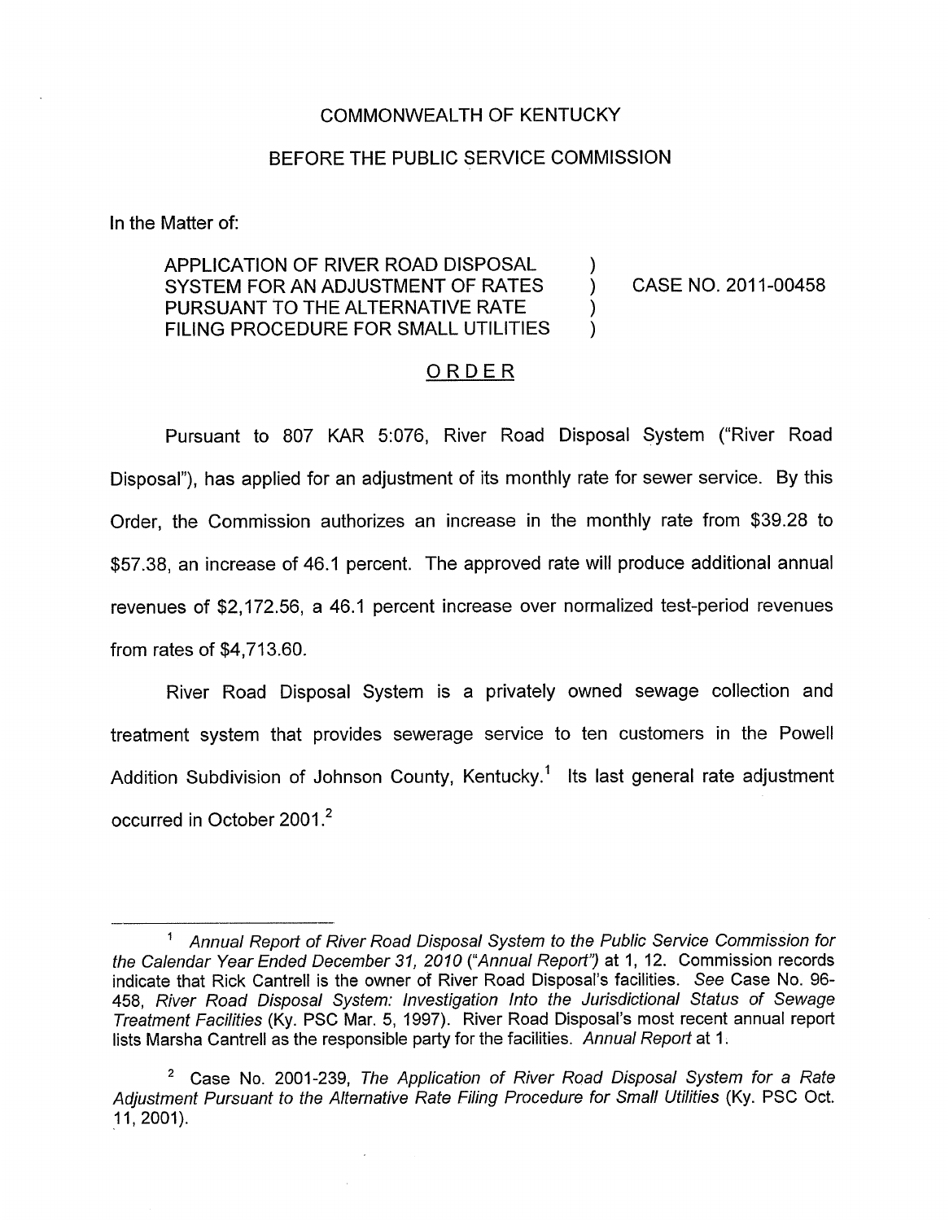COMMONWEALTH OF KENTUCKY

BEFORE THE PUBLIC SERVICE COMMISSION

In the Matter of:

| | | |
|---|---|---|
| APPLICATION OF RIVER ROAD DISPOSAL SYSTEM FOR AN ADJUSTMENT OF RATES PURSUANT TO THE ALTERNATIVE RATE FILING PROCEDURE FOR SMALL UTILITIES | ) ) ) ) | CASE NO. 2011-00458 |

## ORDER

Pursuant to 807 KAR 5:076, River Road Disposal System ("River Road Disposal"), has applied for an adjustment of its monthly rate for sewer service. By this Order, the Commission authorizes an increase in the monthly rate from $39.28 to $57.38, an increase of 46.1 percent. The approved rate will produce additional annual revenues of $2,172.56, a 46.1 percent increase over normalized test-period revenues from rates of $4,713.60.

River Road Disposal System is a privately owned sewage collection and treatment system that provides sewerage service to ten customers in the Powell Addition Subdivision of Johnson County, Kentucky.[1] Its last general rate adjustment occurred in October 2001.[2]

---

[1] *Annual Report of River Road Disposal System to the Public Service Commission for the Calendar Year Ended December 31, 2010 ("Annual Report")* at 1, 12. Commission records indicate that Rick Cantrell is the owner of River Road Disposal's facilities. *See* Case No. 96-458, *River Road Disposal System: Investigation Into the Jurisdictional Status of Sewage Treatment Facilities* (Ky. PSC Mar. 5, 1997). River Road Disposal's most recent annual report lists Marsha Cantrell as the responsible party for the facilities. *Annual Report* at 1.

[2] Case No. 2001-239, *The Application of River Road Disposal System for a Rate Adjustment Pursuant to the Alternative Rate Filing Procedure for Small Utilities* (Ky. PSC Oct. 11, 2001).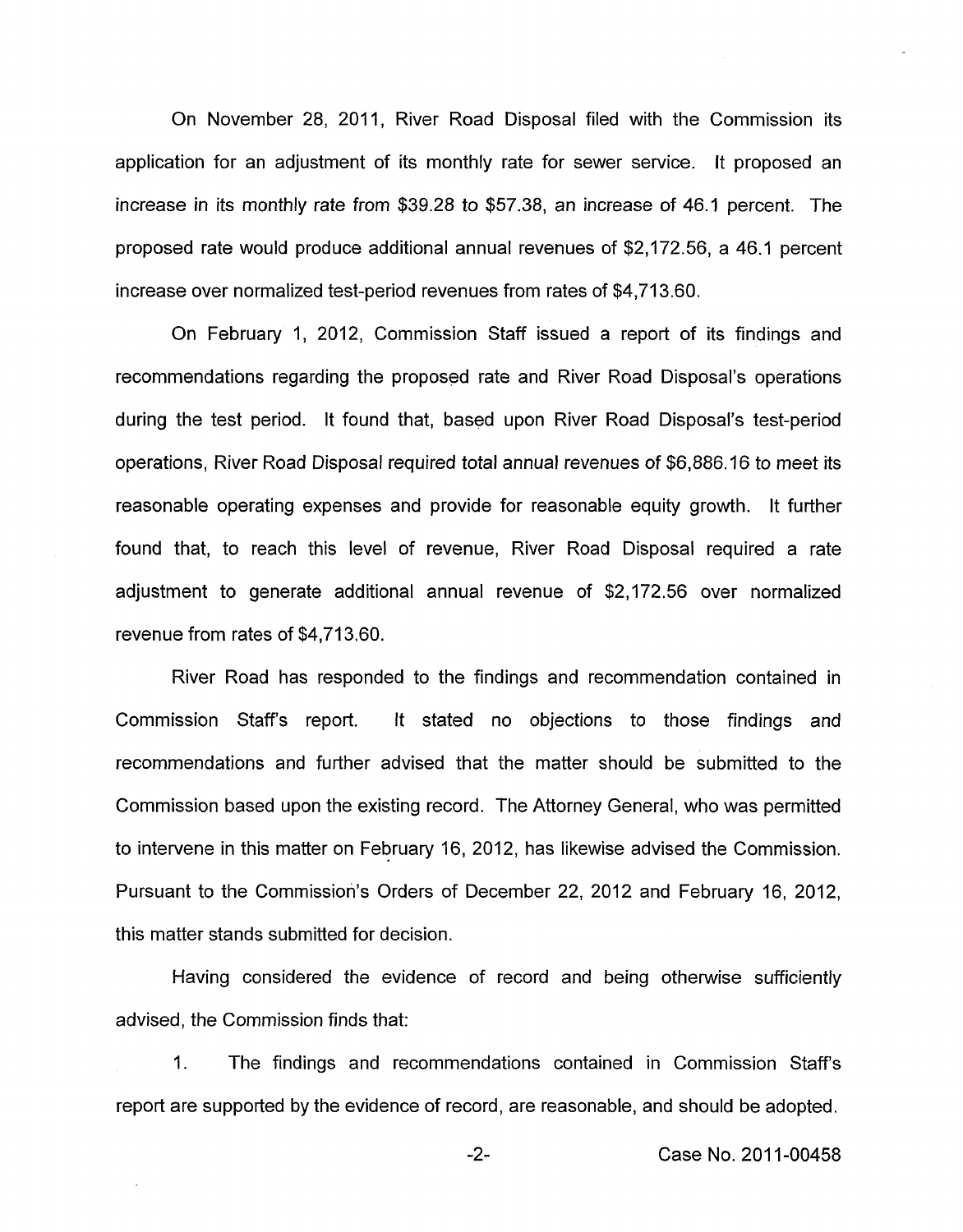On November 28, 2011, River Road Disposal filed with the Commission its application for an adjustment of its monthly rate for sewer service. It proposed an increase in its monthly rate from $39.28 to $57.38, an increase of 46.1 percent. The proposed rate would produce additional annual revenues of $2,172.56, a 46.1 percent increase over normalized test-period revenues from rates of $4,713.60.

On February 1, 2012, Commission Staff issued a report of its findings and recommendations regarding the proposed rate and River Road Disposal's operations during the test period. It found that, based upon River Road Disposal's test-period operations, River Road Disposal required total annual revenues of $6,886.16 to meet its reasonable operating expenses and provide for reasonable equity growth. It further found that, to reach this level of revenue, River Road Disposal required a rate adjustment to generate additional annual revenue of $2,172.56 over normalized revenue from rates of $4,713.60.

River Road has responded to the findings and recommendation contained in Commission Staff's report. It stated no objections to those findings and recommendations and further advised that the matter should be submitted to the Commission based upon the existing record. The Attorney General, who was permitted to intervene in this matter on February 16, 2012, has likewise advised the Commission. Pursuant to the Commission's Orders of December 22, 2012 and February 16, 2012, this matter stands submitted for decision.

Having considered the evidence of record and being otherwise sufficiently advised, the Commission finds that:

1. The findings and recommendations contained in Commission Staff's report are supported by the evidence of record, are reasonable, and should be adopted.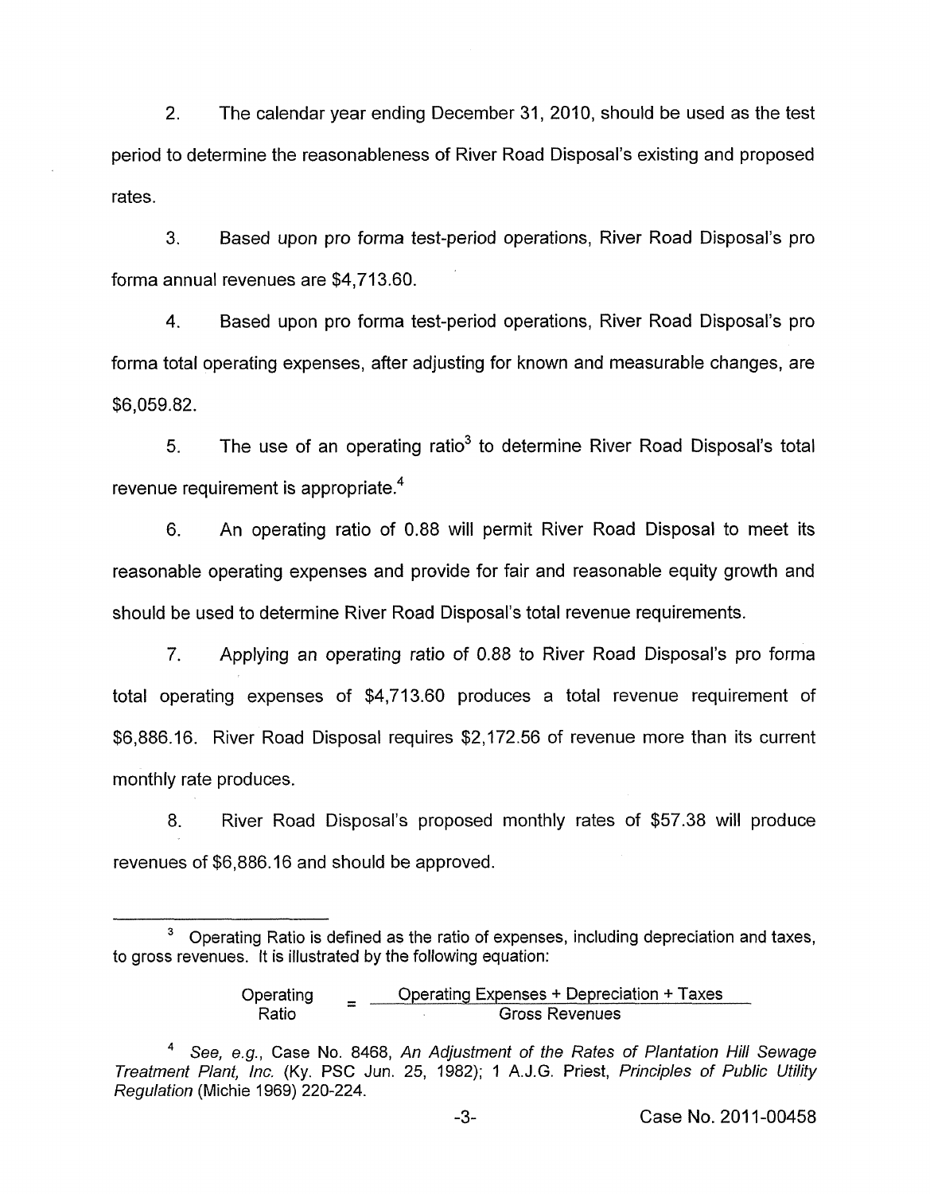2. The calendar year ending December 31, 2010, should be used as the test period to determine the reasonableness of River Road Disposal's existing and proposed rates.

3. Based upon pro forma test-period operations, River Road Disposal's pro forma annual revenues are $4,713.60.

4. Based upon pro forma test-period operations, River Road Disposal's pro forma total operating expenses, after adjusting for known and measurable changes, are $6,059.82.

5. The use of an operating ratio[3] to determine River Road Disposal's total revenue requirement is appropriate.[4]

6. An operating ratio of 0.88 will permit River Road Disposal to meet its reasonable operating expenses and provide for fair and reasonable equity growth and should be used to determine River Road Disposal's total revenue requirements.

7. Applying an operating ratio of 0.88 to River Road Disposal's pro forma total operating expenses of $4,713.60 produces a total revenue requirement of $6,886.16. River Road Disposal requires $2,172.56 of revenue more than its current monthly rate produces.

8. River Road Disposal's proposed monthly rates of $57.38 will produce revenues of $6,886.16 and should be approved.

---

[3] Operating Ratio is defined as the ratio of expenses, including depreciation and taxes, to gross revenues. It is illustrated by the following equation:

$$\text{Operating Ratio} = \frac{\text{Operating Expenses} + \text{Depreciation} + \text{Taxes}}{\text{Gross Revenues}}$$

[4] *See, e.g.*, Case No. 8468, *An Adjustment of the Rates of Plantation Hill Sewage Treatment Plant, Inc.* (Ky. PSC Jun. 25, 1982); 1 A.J.G. Priest, *Principles of Public Utility Regulation* (Michie 1969) 220-224.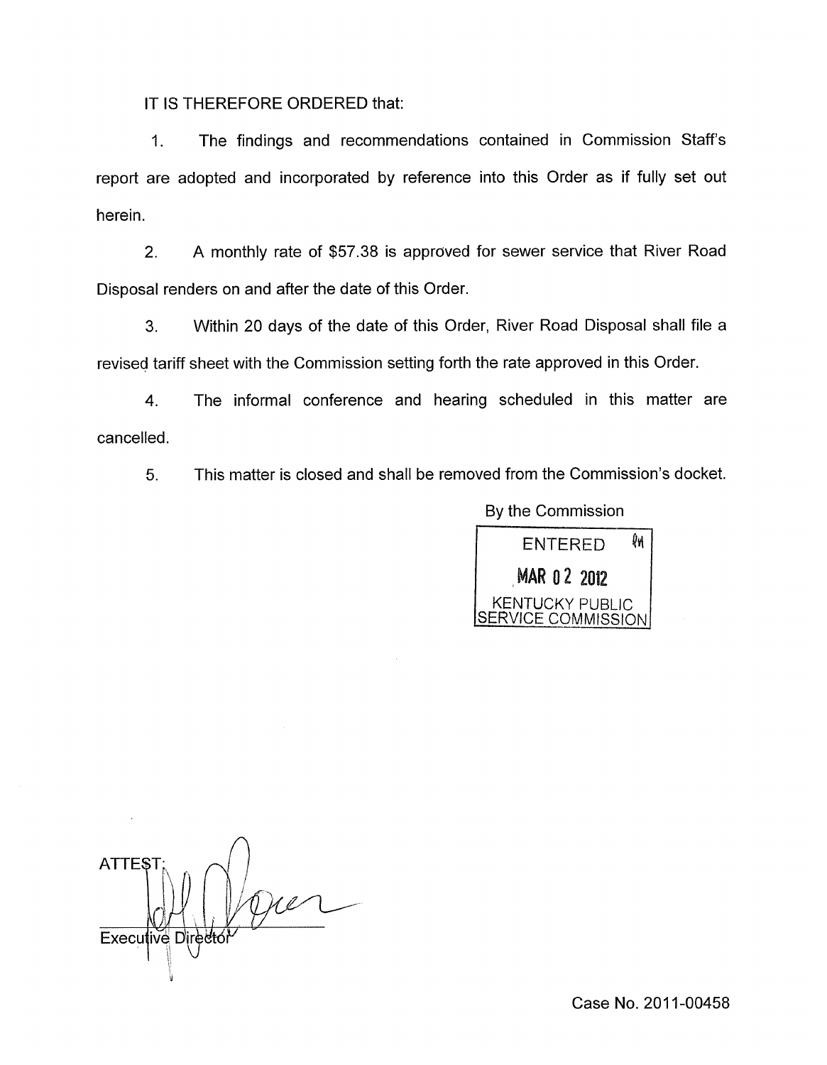IT IS THEREFORE ORDERED that:

1. The findings and recommendations contained in Commission Staff's report are adopted and incorporated by reference into this Order as if fully set out herein.

2. A monthly rate of $57.38 is approved for sewer service that River Road Disposal renders on and after the date of this Order.

3. Within 20 days of the date of this Order, River Road Disposal shall file a revised tariff sheet with the Commission setting forth the rate approved in this Order.

4. The informal conference and hearing scheduled in this matter are cancelled.

5. This matter is closed and shall be removed from the Commission's docket.

By the Commission

ENTERED
MAR 02 2012
KENTUCKY PUBLIC SERVICE COMMISSION

ATTEST:

Executive Director

Case No. 2011-00458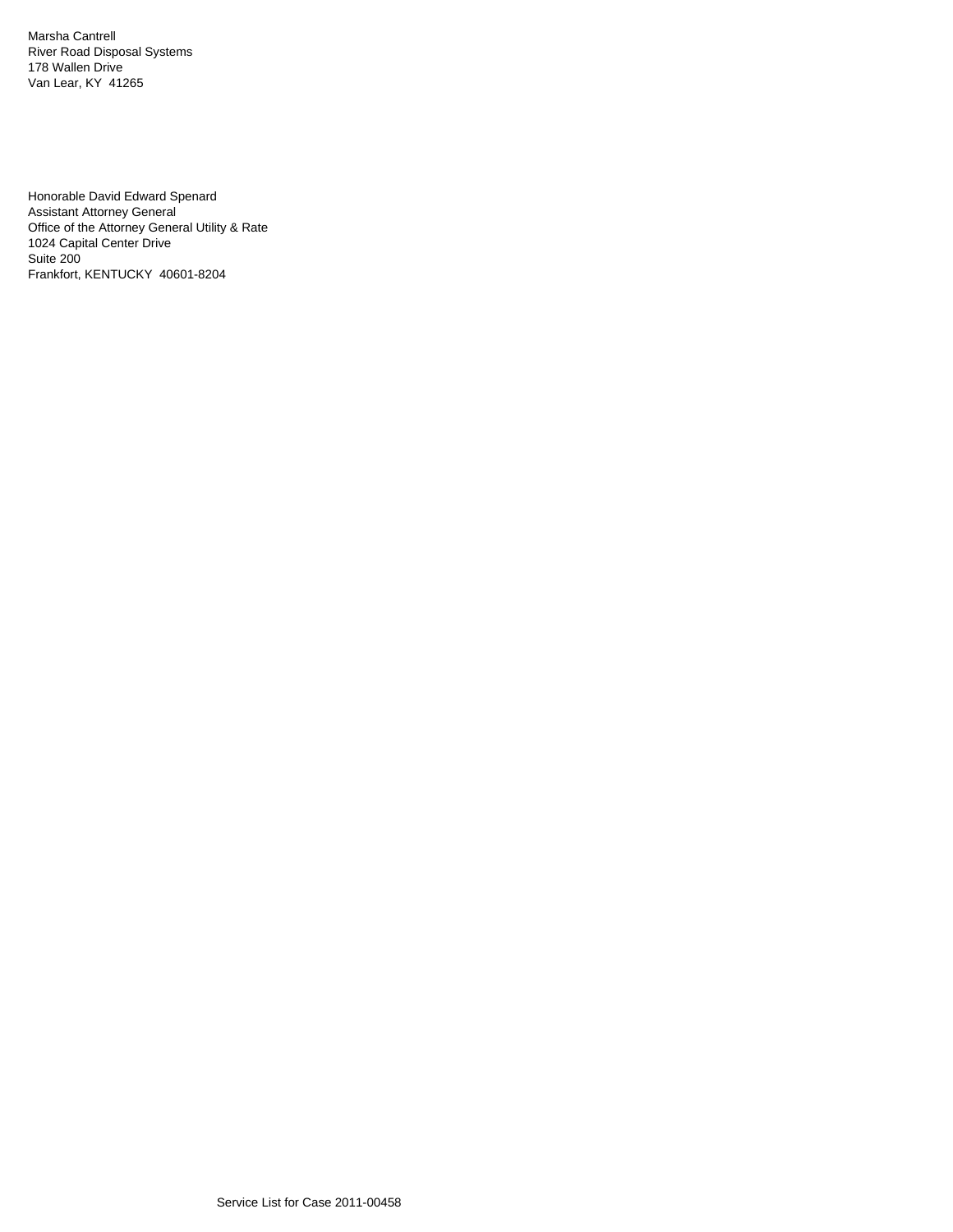Marsha Cantrell
River Road Disposal Systems
178 Wallen Drive
Van Lear, KY  41265

Honorable David Edward Spenard
Assistant Attorney General
Office of the Attorney General Utility & Rate
1024 Capital Center Drive
Suite 200
Frankfort, KENTUCKY  40601-8204

Service List for Case 2011-00458